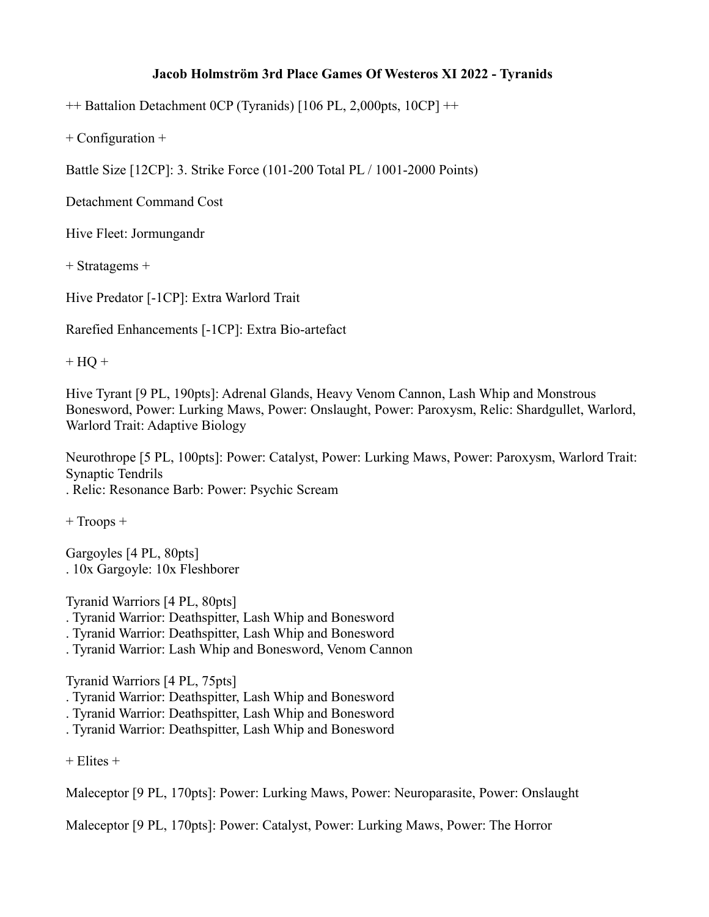# Jacob Holmström 3rd Place Games Of Westeros XI 2022 - Tyranids

++ Battalion Detachment 0CP (Tyranids) [106 PL, 2,000pts, 10CP] ++

+ Configuration +

Battle Size [12CP]: 3. Strike Force (101-200 Total PL / 1001-2000 Points)

Detachment Command Cost

Hive Fleet: Jormungandr

+ Stratagems +

Hive Predator [-1CP]: Extra Warlord Trait

Rarefied Enhancements [-1CP]: Extra Bio-artefact

+ HQ +

Hive Tyrant [9 PL, 190pts]: Adrenal Glands, Heavy Venom Cannon, Lash Whip and Monstrous Bonesword, Power: Lurking Maws, Power: Onslaught, Power: Paroxysm, Relic: Shardgullet, Warlord, Warlord Trait: Adaptive Biology

Neurothrope [5 PL, 100pts]: Power: Catalyst, Power: Lurking Maws, Power: Paroxysm, Warlord Trait: Synaptic Tendrils
. Relic: Resonance Barb: Power: Psychic Scream

+ Troops +

Gargoyles [4 PL, 80pts]
. 10x Gargoyle: 10x Fleshborer

Tyranid Warriors [4 PL, 80pts]
. Tyranid Warrior: Deathspitter, Lash Whip and Bonesword
. Tyranid Warrior: Deathspitter, Lash Whip and Bonesword
. Tyranid Warrior: Lash Whip and Bonesword, Venom Cannon

Tyranid Warriors [4 PL, 75pts]
. Tyranid Warrior: Deathspitter, Lash Whip and Bonesword
. Tyranid Warrior: Deathspitter, Lash Whip and Bonesword
. Tyranid Warrior: Deathspitter, Lash Whip and Bonesword

+ Elites +

Maleceptor [9 PL, 170pts]: Power: Lurking Maws, Power: Neuroparasite, Power: Onslaught

Maleceptor [9 PL, 170pts]: Power: Catalyst, Power: Lurking Maws, Power: The Horror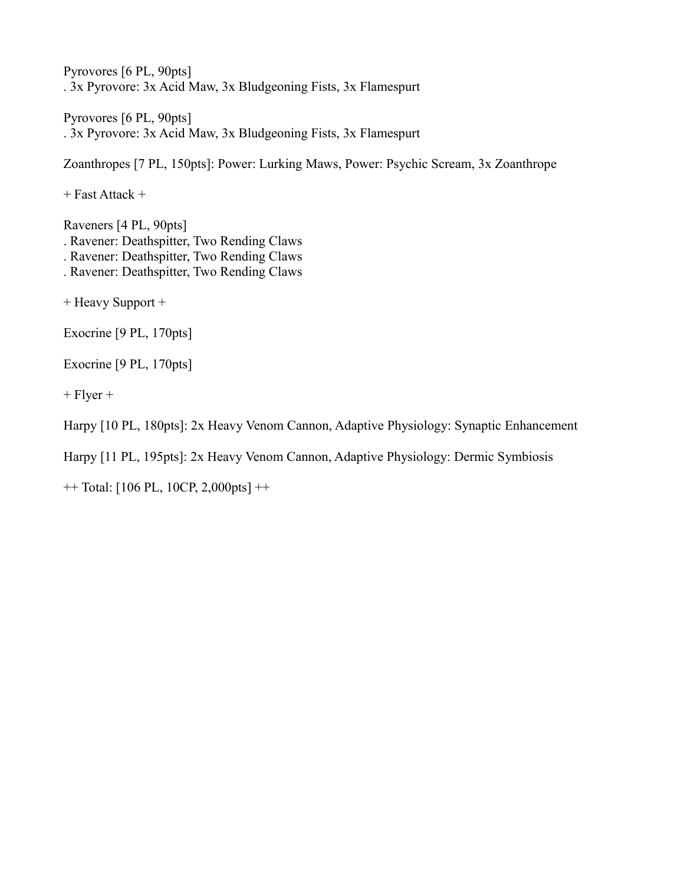Pyrovores [6 PL, 90pts]
. 3x Pyrovore: 3x Acid Maw, 3x Bludgeoning Fists, 3x Flamespurt

Pyrovores [6 PL, 90pts]
. 3x Pyrovore: 3x Acid Maw, 3x Bludgeoning Fists, 3x Flamespurt

Zoanthropes [7 PL, 150pts]: Power: Lurking Maws, Power: Psychic Scream, 3x Zoanthrope

+ Fast Attack +

Raveners [4 PL, 90pts]
. Ravener: Deathspitter, Two Rending Claws
. Ravener: Deathspitter, Two Rending Claws
. Ravener: Deathspitter, Two Rending Claws

+ Heavy Support +

Exocrine [9 PL, 170pts]

Exocrine [9 PL, 170pts]

+ Flyer +

Harpy [10 PL, 180pts]: 2x Heavy Venom Cannon, Adaptive Physiology: Synaptic Enhancement

Harpy [11 PL, 195pts]: 2x Heavy Venom Cannon, Adaptive Physiology: Dermic Symbiosis

++ Total: [106 PL, 10CP, 2,000pts] ++